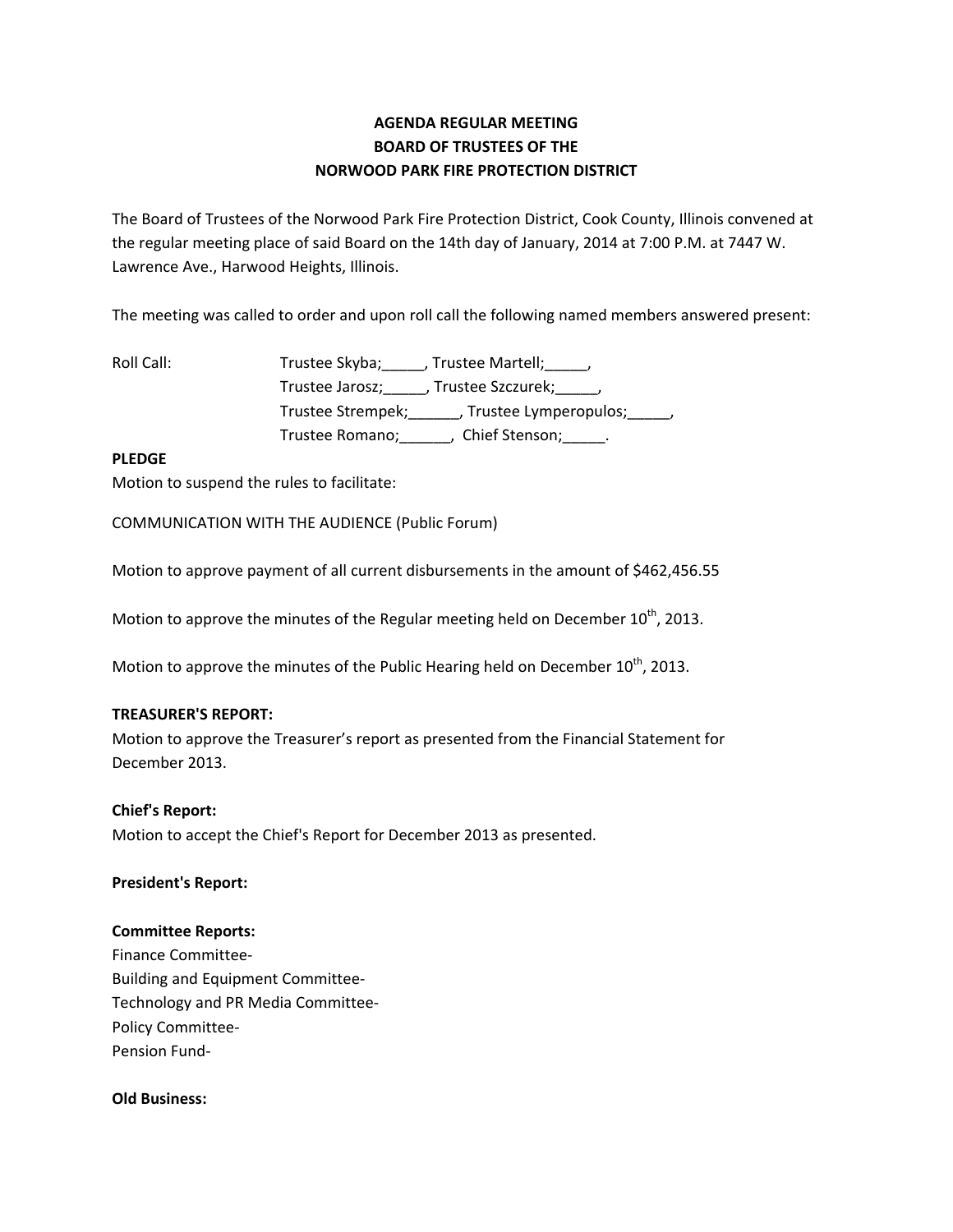# AGENDA REGULAR MEETING
# BOARD OF TRUSTEES OF THE
# NORWOOD PARK FIRE PROTECTION DISTRICT

The Board of Trustees of the Norwood Park Fire Protection District, Cook County, Illinois convened at the regular meeting place of said Board on the 14th day of January, 2014 at 7:00 P.M. at 7447 W. Lawrence Ave., Harwood Heights, Illinois.

The meeting was called to order and upon roll call the following named members answered present:

Roll Call: Trustee Skyba;_____, Trustee Martell;_____,
Trustee Jarosz;_____, Trustee Szczurek;_____,
Trustee Strempek;______, Trustee Lymperopulos;_____,
Trustee Romano;______, Chief Stenson;_____.

**PLEDGE**

Motion to suspend the rules to facilitate:

COMMUNICATION WITH THE AUDIENCE (Public Forum)

Motion to approve payment of all current disbursements in the amount of $462,456.55

Motion to approve the minutes of the Regular meeting held on December 10th, 2013.

Motion to approve the minutes of the Public Hearing held on December 10th, 2013.

**TREASURER'S REPORT:**

Motion to approve the Treasurer's report as presented from the Financial Statement for December 2013.

**Chief's Report:**

Motion to accept the Chief's Report for December 2013 as presented.

**President's Report:**

**Committee Reports:**

Finance Committee-

Building and Equipment Committee-

Technology and PR Media Committee-

Policy Committee-

Pension Fund-

**Old Business:**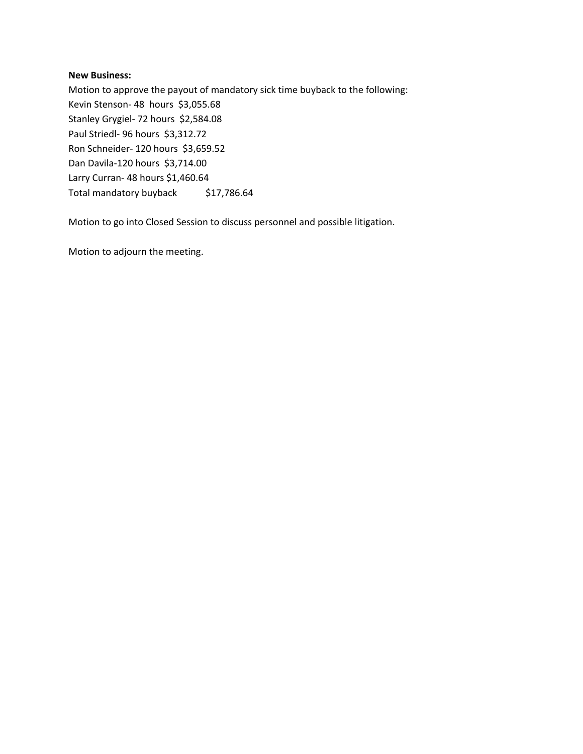**New Business:**

Motion to approve the payout of mandatory sick time buyback to the following:
Kevin Stenson- 48 hours $3,055.68
Stanley Grygiel- 72 hours $2,584.08
Paul Striedl- 96 hours $3,312.72
Ron Schneider- 120 hours $3,659.52
Dan Davila-120 hours $3,714.00
Larry Curran- 48 hours $1,460.64
Total mandatory buyback $17,786.64

Motion to go into Closed Session to discuss personnel and possible litigation.

Motion to adjourn the meeting.